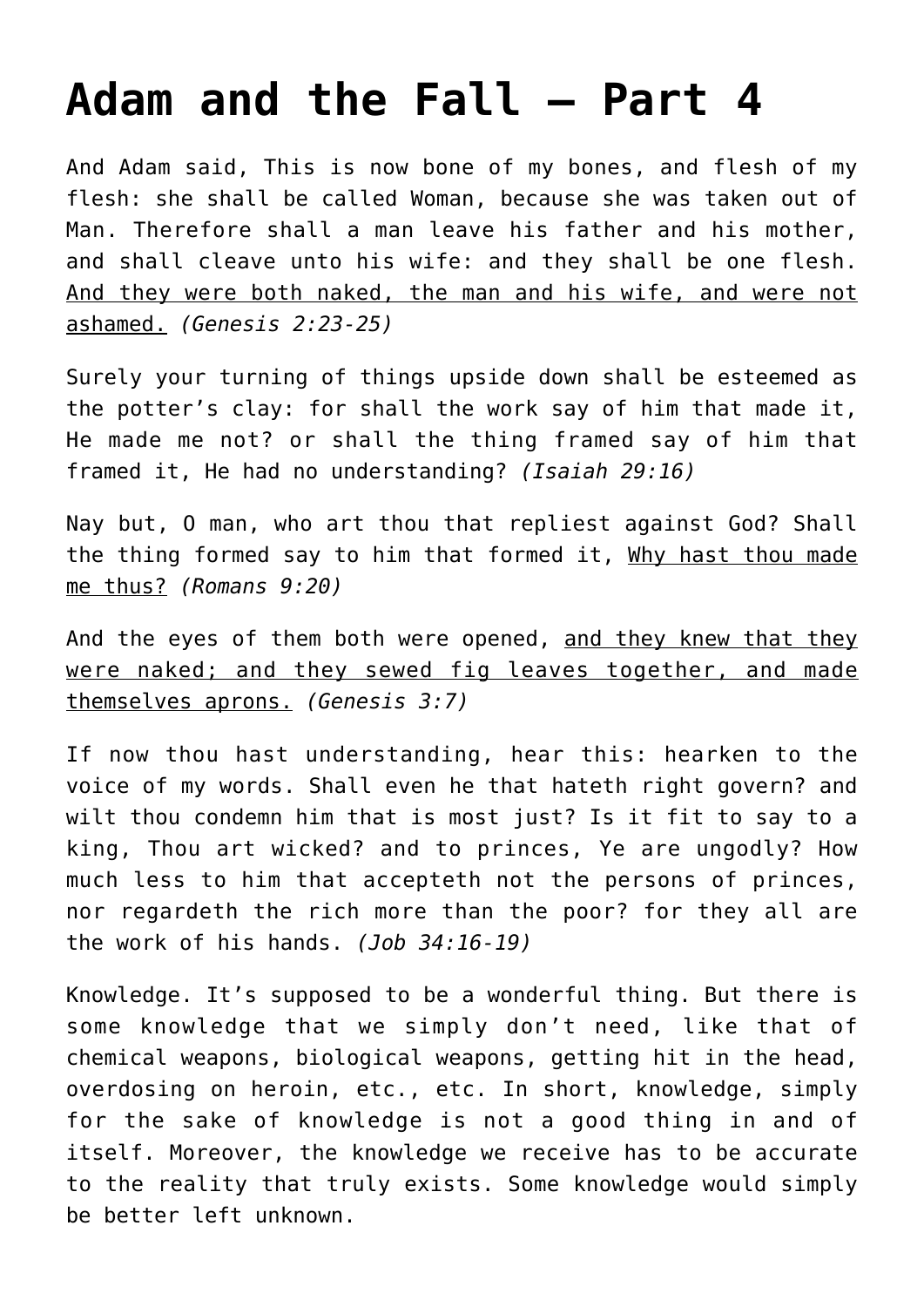# Adam and the Fall – Part 4

And Adam said, This is now bone of my bones, and flesh of my flesh: she shall be called Woman, because she was taken out of Man. Therefore shall a man leave his father and his mother, and shall cleave unto his wife: and they shall be one flesh. <u>And they were both naked, the man and his wife, and were not ashamed.</u> *(Genesis 2:23-25)*

Surely your turning of things upside down shall be esteemed as the potter's clay: for shall the work say of him that made it, He made me not? or shall the thing framed say of him that framed it, He had no understanding? *(Isaiah 29:16)*

Nay but, O man, who art thou that repliest against God? Shall the thing formed say to him that formed it, <u>Why hast thou made me thus?</u> *(Romans 9:20)*

And the eyes of them both were opened, <u>and they knew that they were naked; and they sewed fig leaves together, and made themselves aprons.</u> *(Genesis 3:7)*

If now thou hast understanding, hear this: hearken to the voice of my words. Shall even he that hateth right govern? and wilt thou condemn him that is most just? Is it fit to say to a king, Thou art wicked? and to princes, Ye are ungodly? How much less to him that accepteth not the persons of princes, nor regardeth the rich more than the poor? for they all are the work of his hands. *(Job 34:16-19)*

Knowledge. It's supposed to be a wonderful thing. But there is some knowledge that we simply don't need, like that of chemical weapons, biological weapons, getting hit in the head, overdosing on heroin, etc., etc. In short, knowledge, simply for the sake of knowledge is not a good thing in and of itself. Moreover, the knowledge we receive has to be accurate to the reality that truly exists. Some knowledge would simply be better left unknown.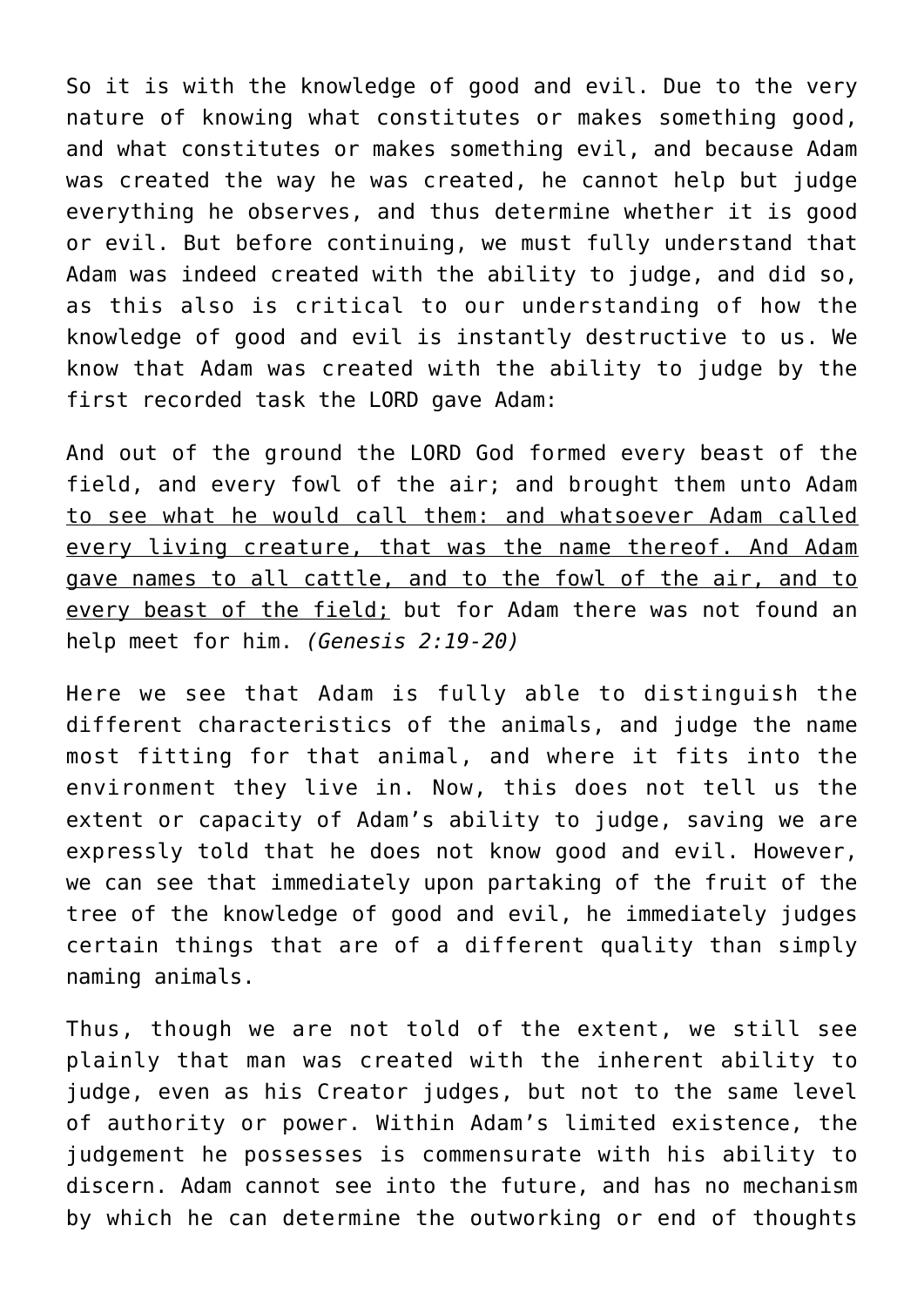So it is with the knowledge of good and evil. Due to the very nature of knowing what constitutes or makes something good, and what constitutes or makes something evil, and because Adam was created the way he was created, he cannot help but judge everything he observes, and thus determine whether it is good or evil. But before continuing, we must fully understand that Adam was indeed created with the ability to judge, and did so, as this also is critical to our understanding of how the knowledge of good and evil is instantly destructive to us. We know that Adam was created with the ability to judge by the first recorded task the LORD gave Adam:

And out of the ground the LORD God formed every beast of the field, and every fowl of the air; and brought them unto Adam <u>to see what he would call them: and whatsoever Adam called every living creature, that was the name thereof. And Adam gave names to all cattle, and to the fowl of the air, and to every beast of the field;</u> but for Adam there was not found an help meet for him. *(Genesis 2:19-20)*

Here we see that Adam is fully able to distinguish the different characteristics of the animals, and judge the name most fitting for that animal, and where it fits into the environment they live in. Now, this does not tell us the extent or capacity of Adam's ability to judge, saving we are expressly told that he does not know good and evil. However, we can see that immediately upon partaking of the fruit of the tree of the knowledge of good and evil, he immediately judges certain things that are of a different quality than simply naming animals.

Thus, though we are not told of the extent, we still see plainly that man was created with the inherent ability to judge, even as his Creator judges, but not to the same level of authority or power. Within Adam's limited existence, the judgement he possesses is commensurate with his ability to discern. Adam cannot see into the future, and has no mechanism by which he can determine the outworking or end of thoughts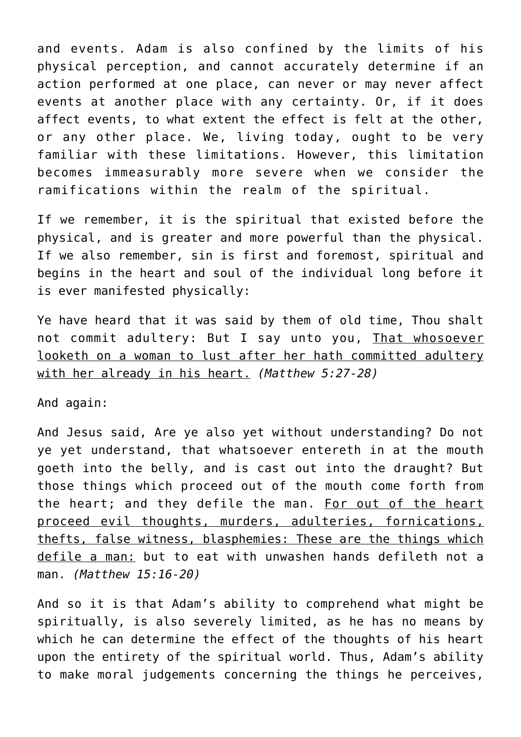and events. Adam is also confined by the limits of his physical perception, and cannot accurately determine if an action performed at one place, can never or may never affect events at another place with any certainty. Or, if it does affect events, to what extent the effect is felt at the other, or any other place. We, living today, ought to be very familiar with these limitations. However, this limitation becomes immeasurably more severe when we consider the ramifications within the realm of the spiritual.

If we remember, it is the spiritual that existed before the physical, and is greater and more powerful than the physical. If we also remember, sin is first and foremost, spiritual and begins in the heart and soul of the individual long before it is ever manifested physically:

Ye have heard that it was said by them of old time, Thou shalt not commit adultery: But I say unto you, <u>That whosoever looketh on a woman to lust after her hath committed adultery with her already in his heart.</u> *(Matthew 5:27-28)*

And again:

And Jesus said, Are ye also yet without understanding? Do not ye yet understand, that whatsoever entereth in at the mouth goeth into the belly, and is cast out into the draught? But those things which proceed out of the mouth come forth from the heart; and they defile the man. <u>For out of the heart proceed evil thoughts, murders, adulteries, fornications, thefts, false witness, blasphemies: These are the things which defile a man:</u> but to eat with unwashen hands defileth not a man. *(Matthew 15:16-20)*

And so it is that Adam's ability to comprehend what might be spiritually, is also severely limited, as he has no means by which he can determine the effect of the thoughts of his heart upon the entirety of the spiritual world. Thus, Adam's ability to make moral judgements concerning the things he perceives,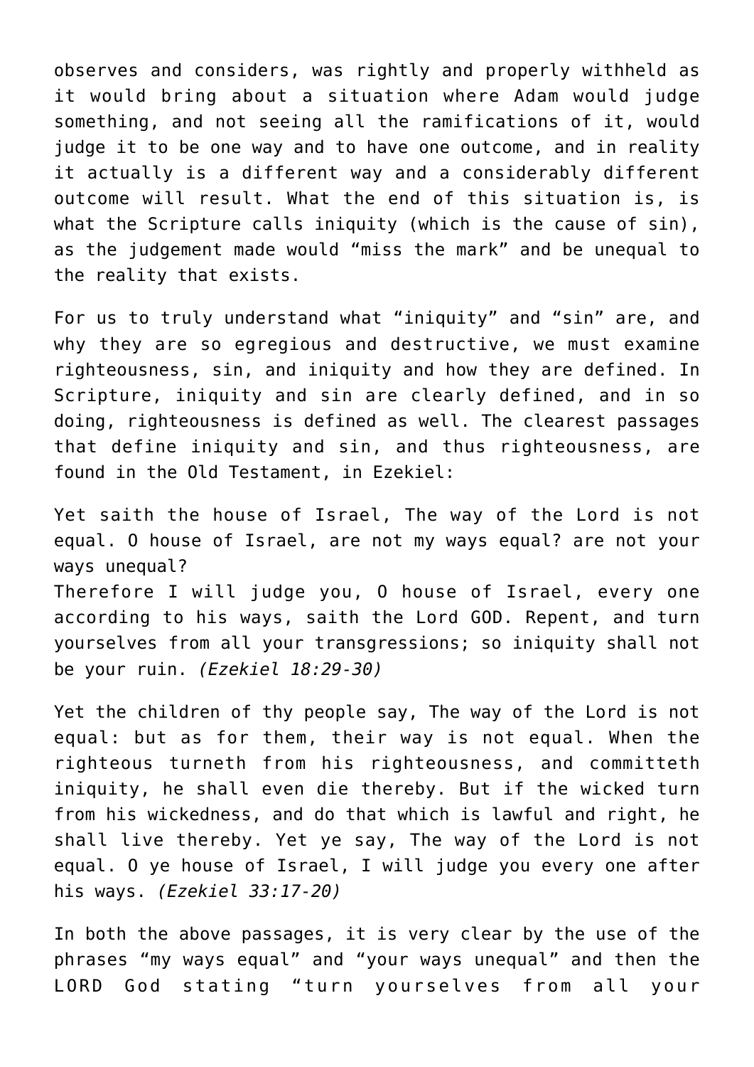observes and considers, was rightly and properly withheld as it would bring about a situation where Adam would judge something, and not seeing all the ramifications of it, would judge it to be one way and to have one outcome, and in reality it actually is a different way and a considerably different outcome will result. What the end of this situation is, is what the Scripture calls iniquity (which is the cause of sin), as the judgement made would "miss the mark" and be unequal to the reality that exists.

For us to truly understand what "iniquity" and "sin" are, and why they are so egregious and destructive, we must examine righteousness, sin, and iniquity and how they are defined. In Scripture, iniquity and sin are clearly defined, and in so doing, righteousness is defined as well. The clearest passages that define iniquity and sin, and thus righteousness, are found in the Old Testament, in Ezekiel:

Yet saith the house of Israel, The way of the Lord is not equal. O house of Israel, are not my ways equal? are not your ways unequal?
Therefore I will judge you, O house of Israel, every one according to his ways, saith the Lord GOD. Repent, and turn yourselves from all your transgressions; so iniquity shall not be your ruin. *(Ezekiel 18:29-30)*

Yet the children of thy people say, The way of the Lord is not equal: but as for them, their way is not equal. When the righteous turneth from his righteousness, and committeth iniquity, he shall even die thereby. But if the wicked turn from his wickedness, and do that which is lawful and right, he shall live thereby. Yet ye say, The way of the Lord is not equal. O ye house of Israel, I will judge you every one after his ways. *(Ezekiel 33:17-20)*

In both the above passages, it is very clear by the use of the phrases "my ways equal" and "your ways unequal" and then the LORD God stating "turn yourselves from all your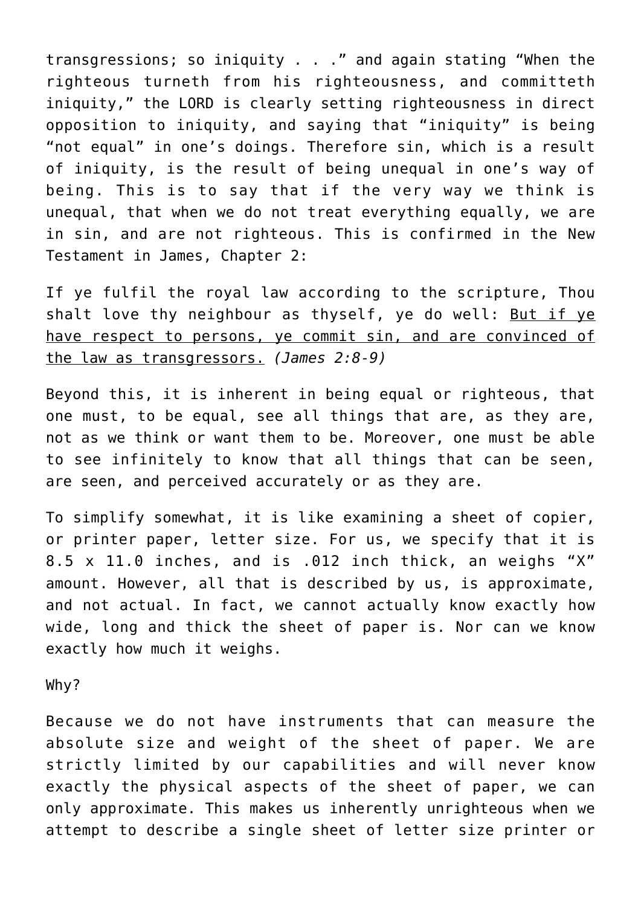transgressions; so iniquity . . ." and again stating "When the righteous turneth from his righteousness, and committeth iniquity," the LORD is clearly setting righteousness in direct opposition to iniquity, and saying that "iniquity" is being "not equal" in one's doings. Therefore sin, which is a result of iniquity, is the result of being unequal in one's way of being. This is to say that if the very way we think is unequal, that when we do not treat everything equally, we are in sin, and are not righteous. This is confirmed in the New Testament in James, Chapter 2:

If ye fulfil the royal law according to the scripture, Thou shalt love thy neighbour as thyself, ye do well: <u>But if ye have respect to persons, ye commit sin, and are convinced of the law as transgressors.</u> *(James 2:8-9)*

Beyond this, it is inherent in being equal or righteous, that one must, to be equal, see all things that are, as they are, not as we think or want them to be. Moreover, one must be able to see infinitely to know that all things that can be seen, are seen, and perceived accurately or as they are.

To simplify somewhat, it is like examining a sheet of copier, or printer paper, letter size. For us, we specify that it is 8.5 x 11.0 inches, and is .012 inch thick, an weighs "X" amount. However, all that is described by us, is approximate, and not actual. In fact, we cannot actually know exactly how wide, long and thick the sheet of paper is. Nor can we know exactly how much it weighs.

Why?

Because we do not have instruments that can measure the absolute size and weight of the sheet of paper. We are strictly limited by our capabilities and will never know exactly the physical aspects of the sheet of paper, we can only approximate. This makes us inherently unrighteous when we attempt to describe a single sheet of letter size printer or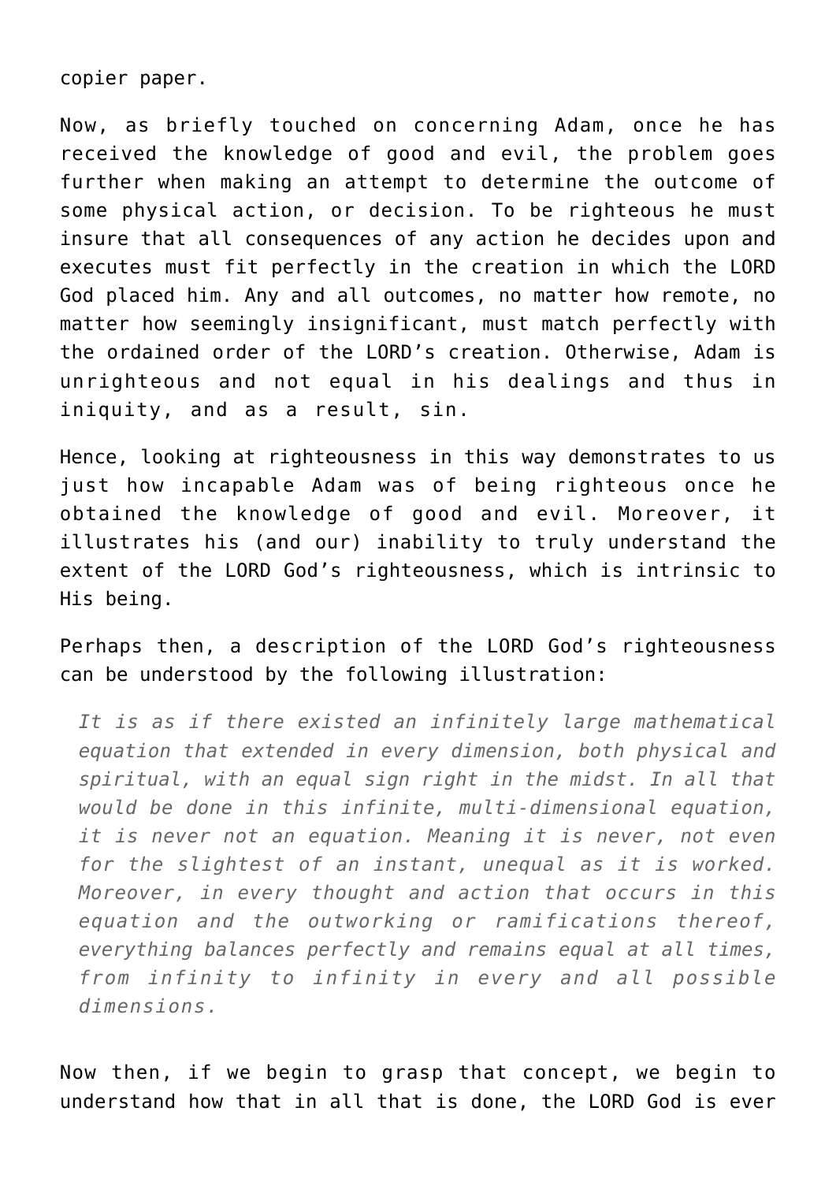copier paper.

Now, as briefly touched on concerning Adam, once he has received the knowledge of good and evil, the problem goes further when making an attempt to determine the outcome of some physical action, or decision. To be righteous he must insure that all consequences of any action he decides upon and executes must fit perfectly in the creation in which the LORD God placed him. Any and all outcomes, no matter how remote, no matter how seemingly insignificant, must match perfectly with the ordained order of the LORD's creation. Otherwise, Adam is unrighteous and not equal in his dealings and thus in iniquity, and as a result, sin.

Hence, looking at righteousness in this way demonstrates to us just how incapable Adam was of being righteous once he obtained the knowledge of good and evil. Moreover, it illustrates his (and our) inability to truly understand the extent of the LORD God's righteousness, which is intrinsic to His being.

Perhaps then, a description of the LORD God's righteousness can be understood by the following illustration:

> *It is as if there existed an infinitely large mathematical equation that extended in every dimension, both physical and spiritual, with an equal sign right in the midst. In all that would be done in this infinite, multi-dimensional equation, it is never not an equation. Meaning it is never, not even for the slightest of an instant, unequal as it is worked. Moreover, in every thought and action that occurs in this equation and the outworking or ramifications thereof, everything balances perfectly and remains equal at all times, from infinity to infinity in every and all possible dimensions.*

Now then, if we begin to grasp that concept, we begin to understand how that in all that is done, the LORD God is ever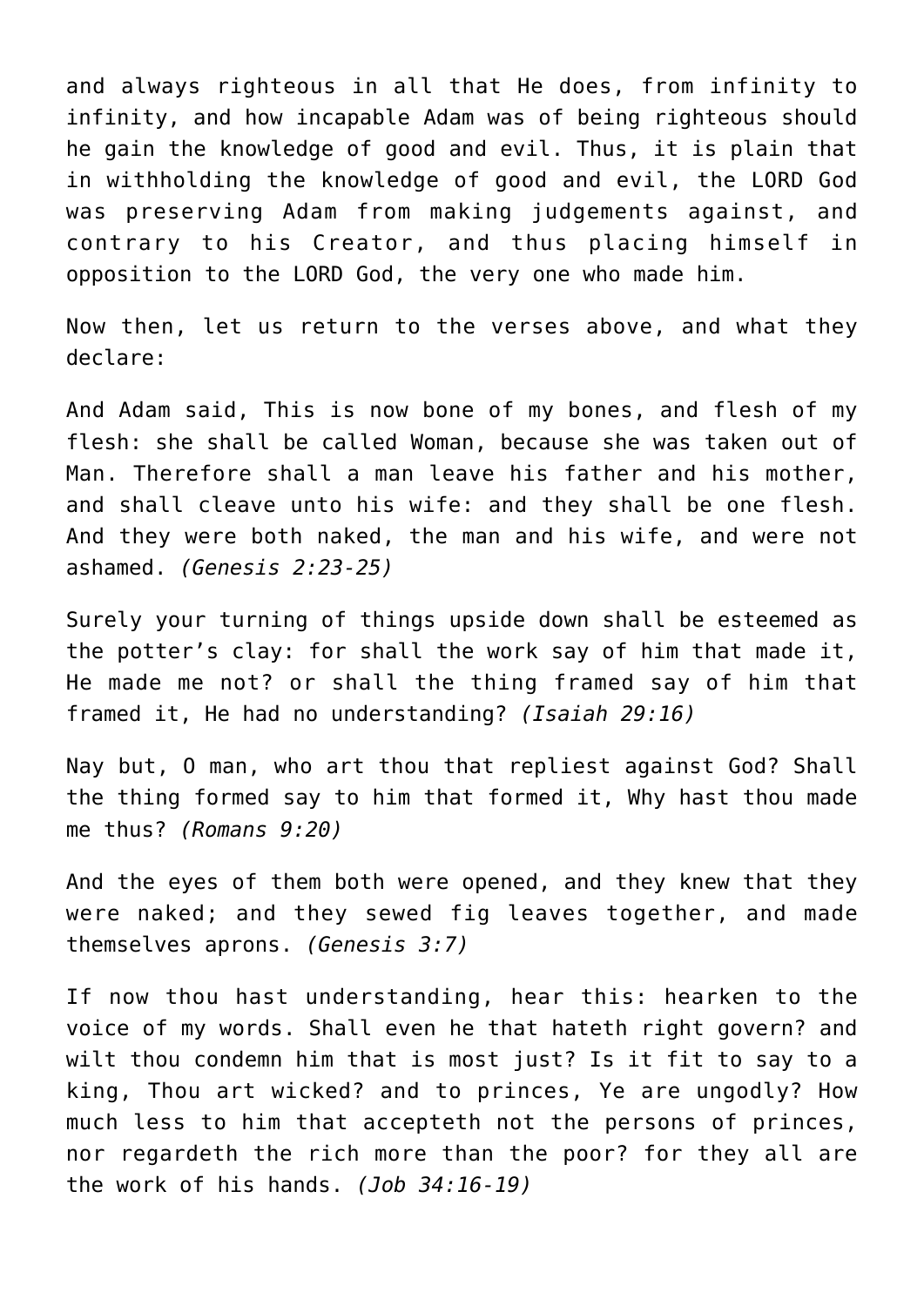and always righteous in all that He does, from infinity to infinity, and how incapable Adam was of being righteous should he gain the knowledge of good and evil. Thus, it is plain that in withholding the knowledge of good and evil, the LORD God was preserving Adam from making judgements against, and contrary to his Creator, and thus placing himself in opposition to the LORD God, the very one who made him.

Now then, let us return to the verses above, and what they declare:

And Adam said, This is now bone of my bones, and flesh of my flesh: she shall be called Woman, because she was taken out of Man. Therefore shall a man leave his father and his mother, and shall cleave unto his wife: and they shall be one flesh. And they were both naked, the man and his wife, and were not ashamed. *(Genesis 2:23-25)*

Surely your turning of things upside down shall be esteemed as the potter's clay: for shall the work say of him that made it, He made me not? or shall the thing framed say of him that framed it, He had no understanding? *(Isaiah 29:16)*

Nay but, O man, who art thou that repliest against God? Shall the thing formed say to him that formed it, Why hast thou made me thus? *(Romans 9:20)*

And the eyes of them both were opened, and they knew that they were naked; and they sewed fig leaves together, and made themselves aprons. *(Genesis 3:7)*

If now thou hast understanding, hear this: hearken to the voice of my words. Shall even he that hateth right govern? and wilt thou condemn him that is most just? Is it fit to say to a king, Thou art wicked? and to princes, Ye are ungodly? How much less to him that accepteth not the persons of princes, nor regardeth the rich more than the poor? for they all are the work of his hands. *(Job 34:16-19)*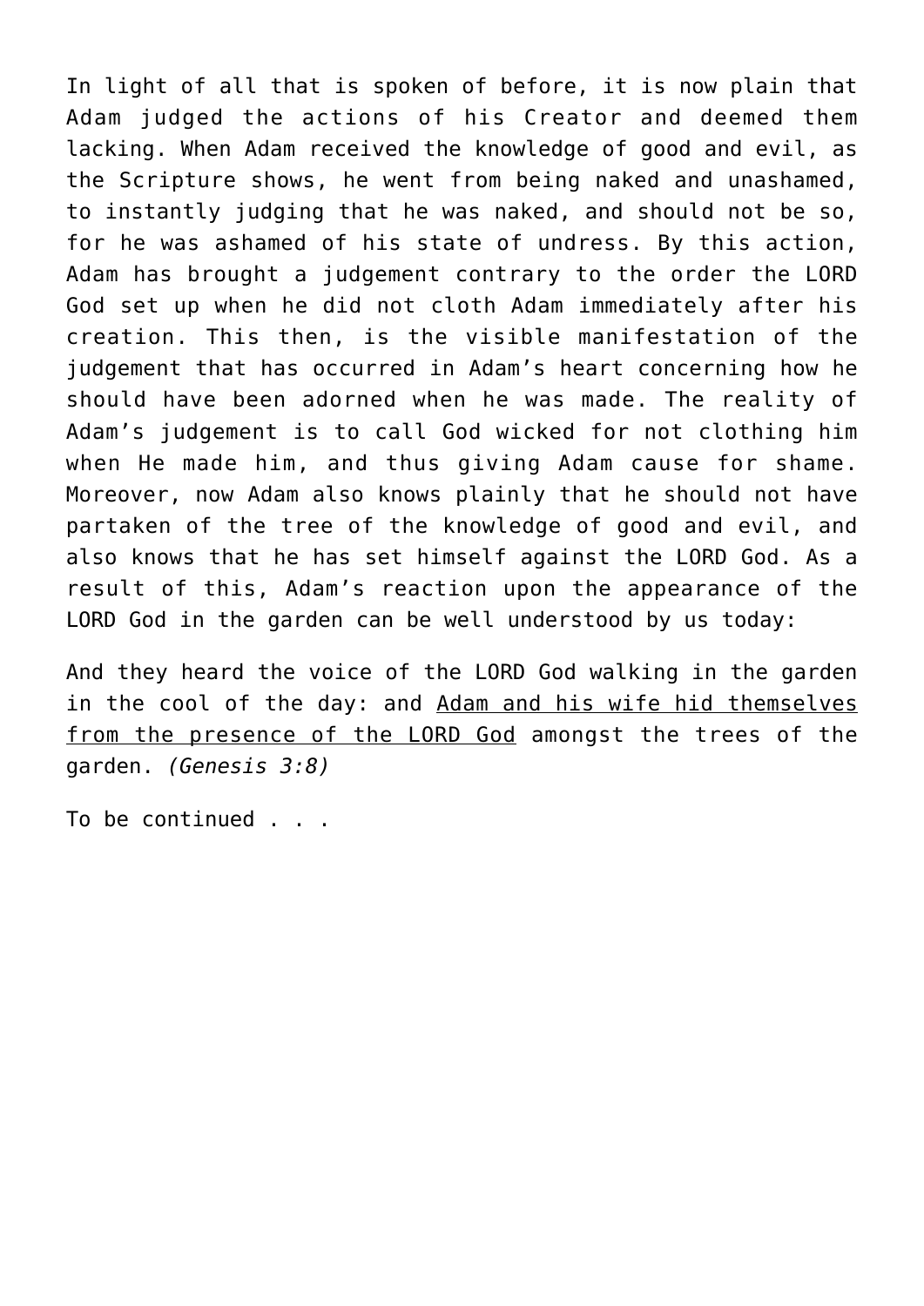In light of all that is spoken of before, it is now plain that Adam judged the actions of his Creator and deemed them lacking. When Adam received the knowledge of good and evil, as the Scripture shows, he went from being naked and unashamed, to instantly judging that he was naked, and should not be so, for he was ashamed of his state of undress. By this action, Adam has brought a judgement contrary to the order the LORD God set up when he did not cloth Adam immediately after his creation. This then, is the visible manifestation of the judgement that has occurred in Adam's heart concerning how he should have been adorned when he was made. The reality of Adam's judgement is to call God wicked for not clothing him when He made him, and thus giving Adam cause for shame. Moreover, now Adam also knows plainly that he should not have partaken of the tree of the knowledge of good and evil, and also knows that he has set himself against the LORD God. As a result of this, Adam's reaction upon the appearance of the LORD God in the garden can be well understood by us today:

And they heard the voice of the LORD God walking in the garden in the cool of the day: and <u>Adam and his wife hid themselves from the presence of the LORD God</u> amongst the trees of the garden. *(Genesis 3:8)*

To be continued . . .